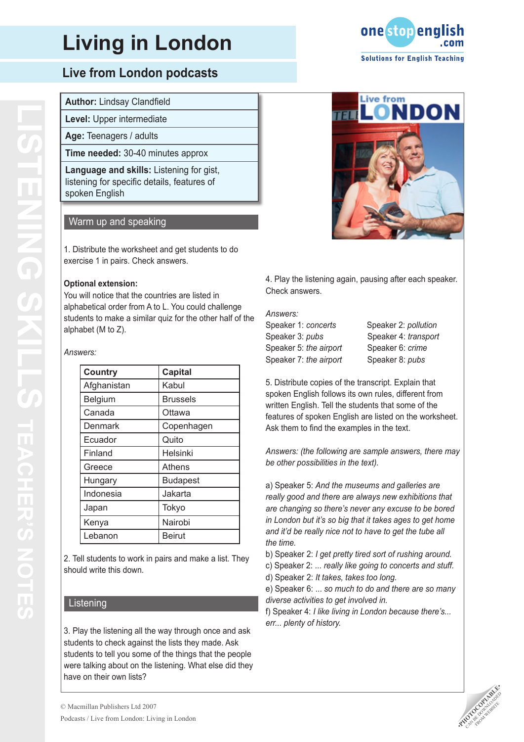# Living in London

## Live from London podcasts

**Author:** Lindsay Clandfield

**Level:** Upper intermediate

**Age:** Teenagers / adults

**Time needed:** 30-40 minutes approx

**Language and skills:** Listening for gist, listening for specific details, features of spoken English

### Warm up and speaking

1. Distribute the worksheet and get students to do exercise 1 in pairs. Check answers.

**Optional extension:**
You will notice that the countries are listed in alphabetical order from A to L. You could challenge students to make a similar quiz for the other half of the alphabet (M to Z).

*Answers:*

| Country | Capital |
|---|---|
| Afghanistan | Kabul |
| Belgium | Brussels |
| Canada | Ottawa |
| Denmark | Copenhagen |
| Ecuador | Quito |
| Finland | Helsinki |
| Greece | Athens |
| Hungary | Budapest |
| Indonesia | Jakarta |
| Japan | Tokyo |
| Kenya | Nairobi |
| Lebanon | Beirut |

2. Tell students to work in pairs and make a list. They should write this down.

### Listening

3. Play the listening all the way through once and ask students to check against the lists they made. Ask students to tell you some of the things that the people were talking about on the listening. What else did they have on their own lists?

4. Play the listening again, pausing after each speaker. Check answers.

*Answers:*

Speaker 1: *concerts*
Speaker 2: *pollution*
Speaker 3: *pubs*
Speaker 4: *transport*
Speaker 5: *the airport*
Speaker 6: *crime*
Speaker 7: *the airport*
Speaker 8: *pubs*

5. Distribute copies of the transcript. Explain that spoken English follows its own rules, different from written English. Tell the students that some of the features of spoken English are listed on the worksheet. Ask them to find the examples in the text.

*Answers: (the following are sample answers, there may be other possibilities in the text).*

a) Speaker 5: *And the museums and galleries are really good and there are always new exhibitions that are changing so there's never any excuse to be bored in London but it's so big that it takes ages to get home and it'd be really nice not to have to get the tube all the time.*
b) Speaker 2: *I get pretty tired sort of rushing around.*
c) Speaker 2: *... really like going to concerts and stuff.*
d) Speaker 2: *It takes, takes too long.*
e) Speaker 6: *... so much to do and there are so many diverse activities to get involved in.*
f) Speaker 4: *I like living in London because there's... err... plenty of history.*

© Macmillan Publishers Ltd 2007
Podcasts / Live from London: Living in London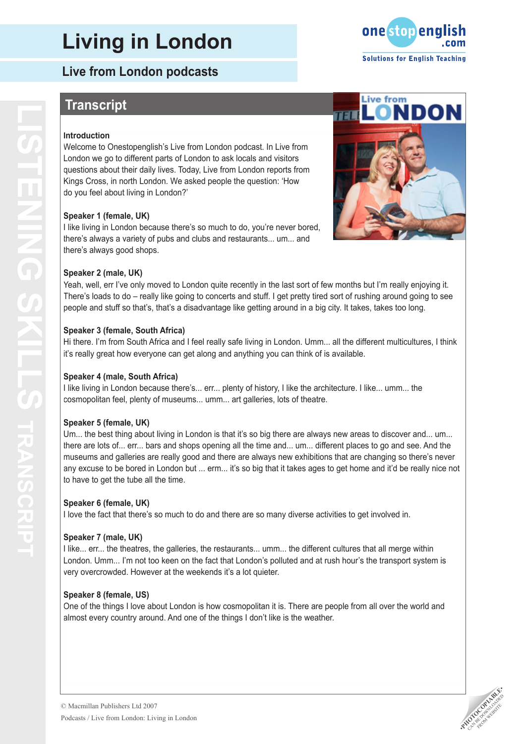# Living in London

## Live from London podcasts

## Transcript

**Introduction**

Welcome to Onestopenglish's Live from London podcast. In Live from London we go to different parts of London to ask locals and visitors questions about their daily lives. Today, Live from London reports from Kings Cross, in north London. We asked people the question: 'How do you feel about living in London?'

**Speaker 1 (female, UK)**

I like living in London because there's so much to do, you're never bored, there's always a variety of pubs and clubs and restaurants... um... and there's always good shops.

**Speaker 2 (male, UK)**

Yeah, well, err I've only moved to London quite recently in the last sort of few months but I'm really enjoying it. There's loads to do – really like going to concerts and stuff. I get pretty tired sort of rushing around going to see people and stuff so that's, that's a disadvantage like getting around in a big city. It takes, takes too long.

**Speaker 3 (female, South Africa)**

Hi there. I'm from South Africa and I feel really safe living in London. Umm... all the different multicultures, I think it's really great how everyone can get along and anything you can think of is available.

**Speaker 4 (male, South Africa)**

I like living in London because there's... err... plenty of history, I like the architecture. I like... umm... the cosmopolitan feel, plenty of museums... umm... art galleries, lots of theatre.

**Speaker 5 (female, UK)**

Um... the best thing about living in London is that it's so big there are always new areas to discover and... um... there are lots of... err... bars and shops opening all the time and... um... different places to go and see. And the museums and galleries are really good and there are always new exhibitions that are changing so there's never any excuse to be bored in London but ... erm... it's so big that it takes ages to get home and it'd be really nice not to have to get the tube all the time.

**Speaker 6 (female, UK)**

I love the fact that there's so much to do and there are so many diverse activities to get involved in.

**Speaker 7 (male, UK)**

I like... err... the theatres, the galleries, the restaurants... umm... the different cultures that all merge within London. Umm... I'm not too keen on the fact that London's polluted and at rush hour's the transport system is very overcrowded. However at the weekends it's a lot quieter.

**Speaker 8 (female, US)**

One of the things I love about London is how cosmopolitan it is. There are people from all over the world and almost every country around. And one of the things I don't like is the weather.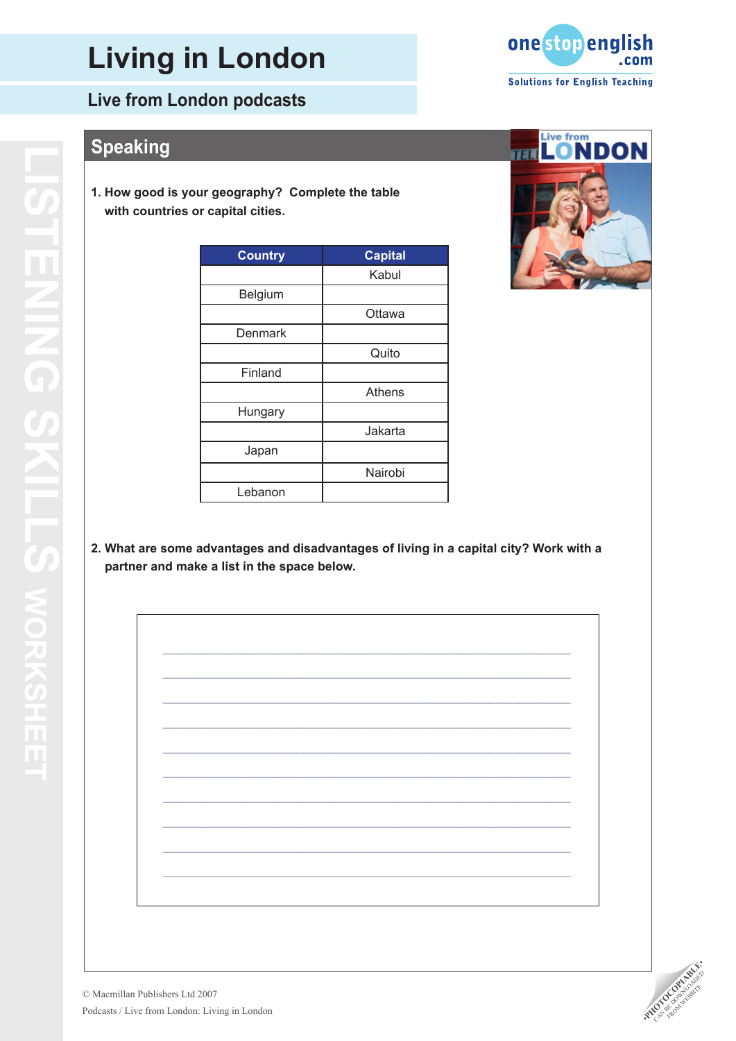# Living in London

## Live from London podcasts

## Speaking

**1. How good is your geography? Complete the table with countries or capital cities.**

| Country | Capital |
| --- | --- |
| | Kabul |
| Belgium | |
| | Ottawa |
| Denmark | |
| | Quito |
| Finland | |
| | Athens |
| Hungary | |
| | Jakarta |
| Japan | |
| | Nairobi |
| Lebanon | |

**2. What are some advantages and disadvantages of living in a capital city? Work with a partner and make a list in the space below.**

© Macmillan Publishers Ltd 2007

Podcasts / Live from London: Living in London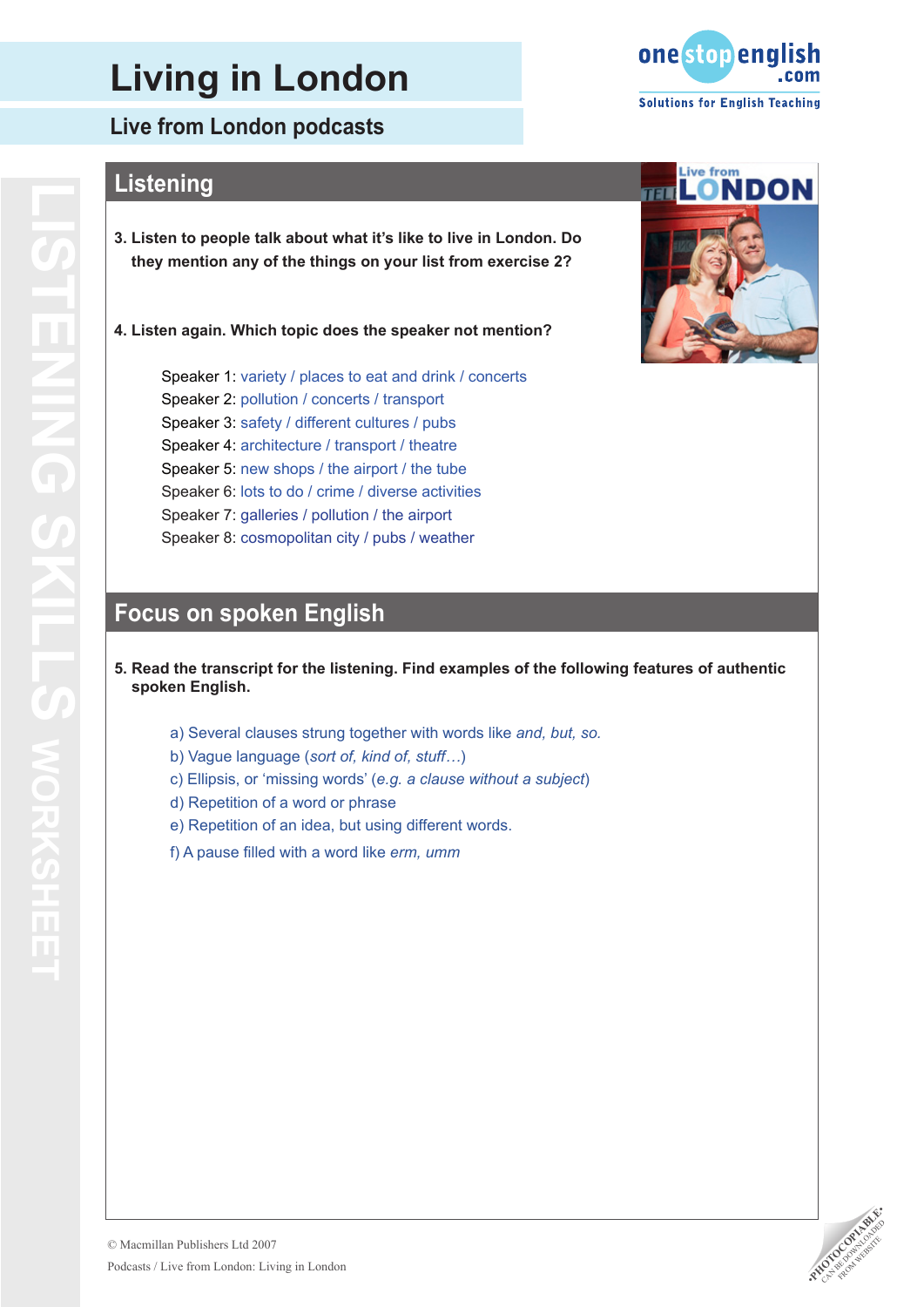# Living in London

## Live from London podcasts

## Listening

**3. Listen to people talk about what it's like to live in London. Do they mention any of the things on your list from exercise 2?**

**4. Listen again. Which topic does the speaker not mention?**

Speaker 1: variety / places to eat and drink / concerts
Speaker 2: pollution / concerts / transport
Speaker 3: safety / different cultures / pubs
Speaker 4: architecture / transport / theatre
Speaker 5: new shops / the airport / the tube
Speaker 6: lots to do / crime / diverse activities
Speaker 7: galleries / pollution / the airport
Speaker 8: cosmopolitan city / pubs / weather

## Focus on spoken English

**5. Read the transcript for the listening. Find examples of the following features of authentic spoken English.**

a) Several clauses strung together with words like *and, but, so.*
b) Vague language (*sort of, kind of, stuff…*)
c) Ellipsis, or 'missing words' (*e.g. a clause without a subject*)
d) Repetition of a word or phrase
e) Repetition of an idea, but using different words.
f) A pause filled with a word like *erm, umm*

© Macmillan Publishers Ltd 2007
Podcasts / Live from London: Living in London